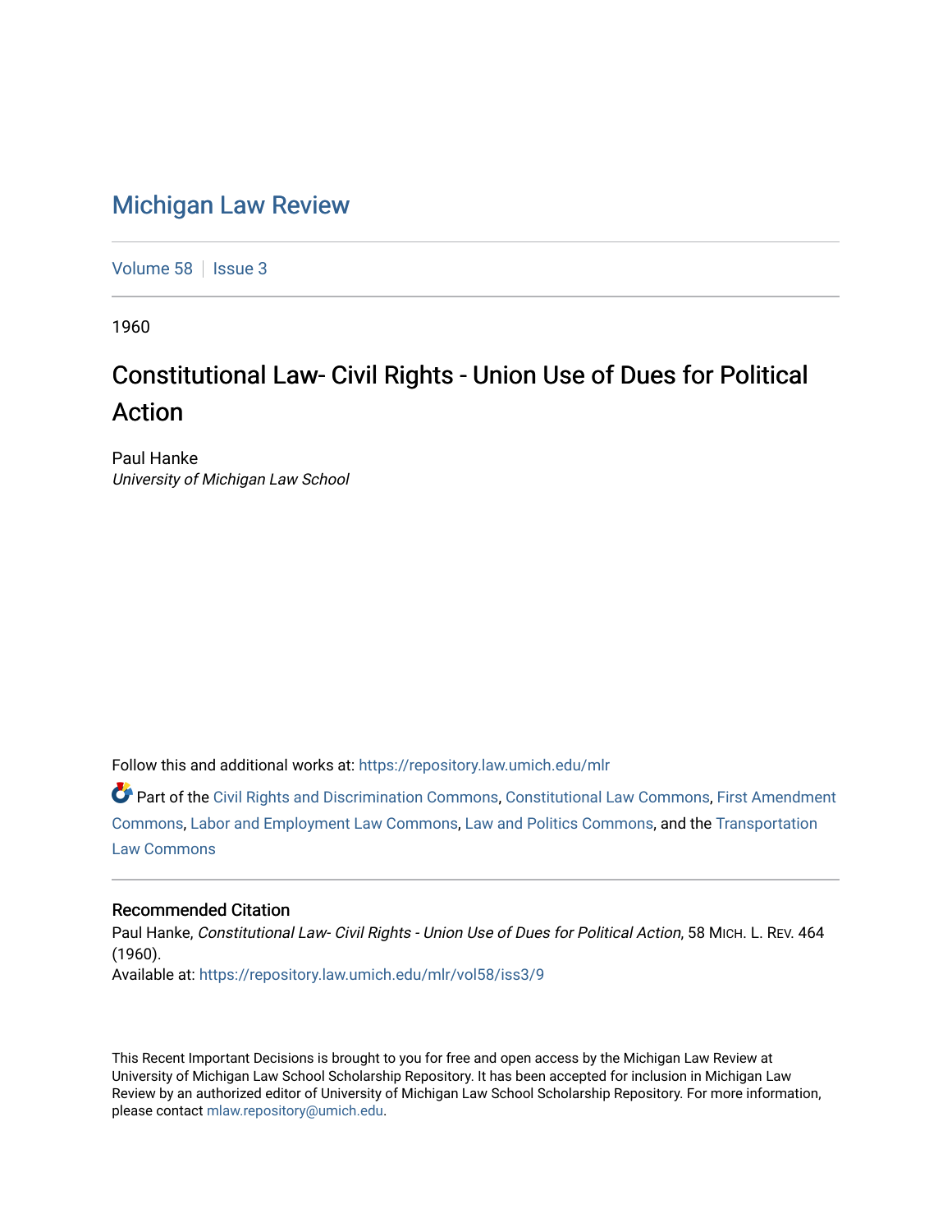# Michigan Law Review

Volume 58 | Issue 3

1960

## Constitutional Law- Civil Rights - Union Use of Dues for Political Action

Paul Hanke
*University of Michigan Law School*

Follow this and additional works at: https://repository.law.umich.edu/mlr

Part of the Civil Rights and Discrimination Commons, Constitutional Law Commons, First Amendment Commons, Labor and Employment Law Commons, Law and Politics Commons, and the Transportation Law Commons

### Recommended Citation

Paul Hanke, *Constitutional Law- Civil Rights - Union Use of Dues for Political Action*, 58 MICH. L. REV. 464 (1960).
Available at: https://repository.law.umich.edu/mlr/vol58/iss3/9

This Recent Important Decisions is brought to you for free and open access by the Michigan Law Review at University of Michigan Law School Scholarship Repository. It has been accepted for inclusion in Michigan Law Review by an authorized editor of University of Michigan Law School Scholarship Repository. For more information, please contact mlaw.repository@umich.edu.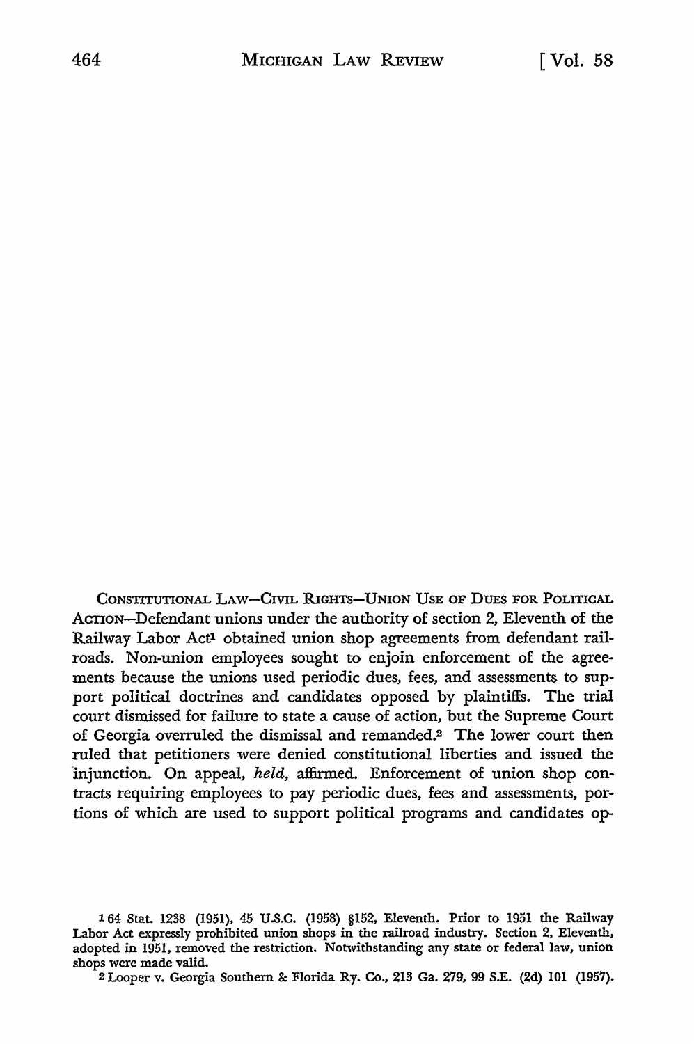CONSTITUTIONAL LAW—CIVIL RIGHTS—UNION USE OF DUES FOR POLITICAL ACTION—Defendant unions under the authority of section 2, Eleventh of the Railway Labor Act[1] obtained union shop agreements from defendant railroads. Non-union employees sought to enjoin enforcement of the agreements because the unions used periodic dues, fees, and assessments to support political doctrines and candidates opposed by plaintiffs. The trial court dismissed for failure to state a cause of action, but the Supreme Court of Georgia overruled the dismissal and remanded.[2] The lower court then ruled that petitioners were denied constitutional liberties and issued the injunction. On appeal, *held*, affirmed. Enforcement of union shop contracts requiring employees to pay periodic dues, fees and assessments, portions of which are used to support political programs and candidates op-

---

[1] 64 Stat. 1238 (1951), 45 U.S.C. (1958) §152, Eleventh. Prior to 1951 the Railway Labor Act expressly prohibited union shops in the railroad industry. Section 2, Eleventh, adopted in 1951, removed the restriction. Notwithstanding any state or federal law, union shops were made valid.

[2] Looper v. Georgia Southern & Florida Ry. Co., 213 Ga. 279, 99 S.E. (2d) 101 (1957).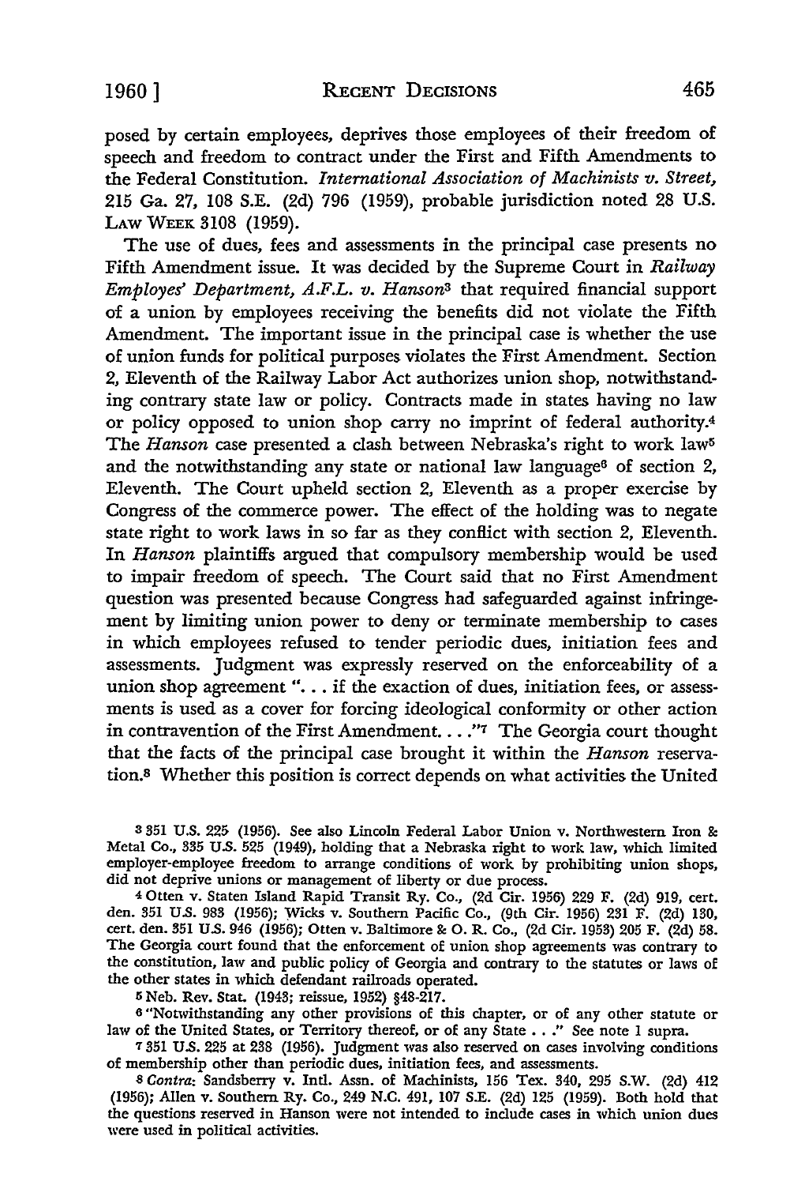posed by certain employees, deprives those employees of their freedom of speech and freedom to contract under the First and Fifth Amendments to the Federal Constitution. *International Association of Machinists v. Street*, 215 Ga. 27, 108 S.E. (2d) 796 (1959), probable jurisdiction noted 28 U.S. LAW WEEK 3108 (1959).

The use of dues, fees and assessments in the principal case presents no Fifth Amendment issue. It was decided by the Supreme Court in *Railway Employes' Department, A.F.L. v. Hanson*[3] that required financial support of a union by employees receiving the benefits did not violate the Fifth Amendment. The important issue in the principal case is whether the use of union funds for political purposes violates the First Amendment. Section 2, Eleventh of the Railway Labor Act authorizes union shop, notwithstanding contrary state law or policy. Contracts made in states having no law or policy opposed to union shop carry no imprint of federal authority.[4] The *Hanson* case presented a clash between Nebraska's right to work law[5] and the notwithstanding any state or national law language[6] of section 2, Eleventh. The Court upheld section 2, Eleventh as a proper exercise by Congress of the commerce power. The effect of the holding was to negate state right to work laws in so far as they conflict with section 2, Eleventh. In *Hanson* plaintiffs argued that compulsory membership would be used to impair freedom of speech. The Court said that no First Amendment question was presented because Congress had safeguarded against infringement by limiting union power to deny or terminate membership to cases in which employees refused to tender periodic dues, initiation fees and assessments. Judgment was expressly reserved on the enforceability of a union shop agreement "... if the exaction of dues, initiation fees, or assessments is used as a cover for forcing ideological conformity or other action in contravention of the First Amendment. . . ."[7] The Georgia court thought that the facts of the principal case brought it within the *Hanson* reservation.[8] Whether this position is correct depends on what activities the United

---

[3] 351 U.S. 225 (1956). See also Lincoln Federal Labor Union v. Northwestern Iron & Metal Co., 335 U.S. 525 (1949), holding that a Nebraska right to work law, which limited employer-employee freedom to arrange conditions of work by prohibiting union shops, did not deprive unions or management of liberty or due process.

[4] Otten v. Staten Island Rapid Transit Ry. Co., (2d Cir. 1956) 229 F. (2d) 919, cert. den. 351 U.S. 983 (1956); Wicks v. Southern Pacific Co., (9th Cir. 1956) 231 F. (2d) 130, cert. den. 351 U.S. 946 (1956); Otten v. Baltimore & O. R. Co., (2d Cir. 1953) 205 F. (2d) 58. The Georgia court found that the enforcement of union shop agreements was contrary to the constitution, law and public policy of Georgia and contrary to the statutes or laws of the other states in which defendant railroads operated.

[5] Neb. Rev. Stat. (1943; reissue, 1952) §48-217.

[6] "Notwithstanding any other provisions of this chapter, or of any other statute or law of the United States, or Territory thereof, or of any State . . ." See note 1 supra.

[7] 351 U.S. 225 at 238 (1956). Judgment was also reserved on cases involving conditions of membership other than periodic dues, initiation fees, and assessments.

[8] *Contra:* Sandsberry v. Intl. Assn. of Machinists, 156 Tex. 340, 295 S.W. (2d) 412 (1956); Allen v. Southern Ry. Co., 249 N.C. 491, 107 S.E. (2d) 125 (1959). Both hold that the questions reserved in Hanson were not intended to include cases in which union dues were used in political activities.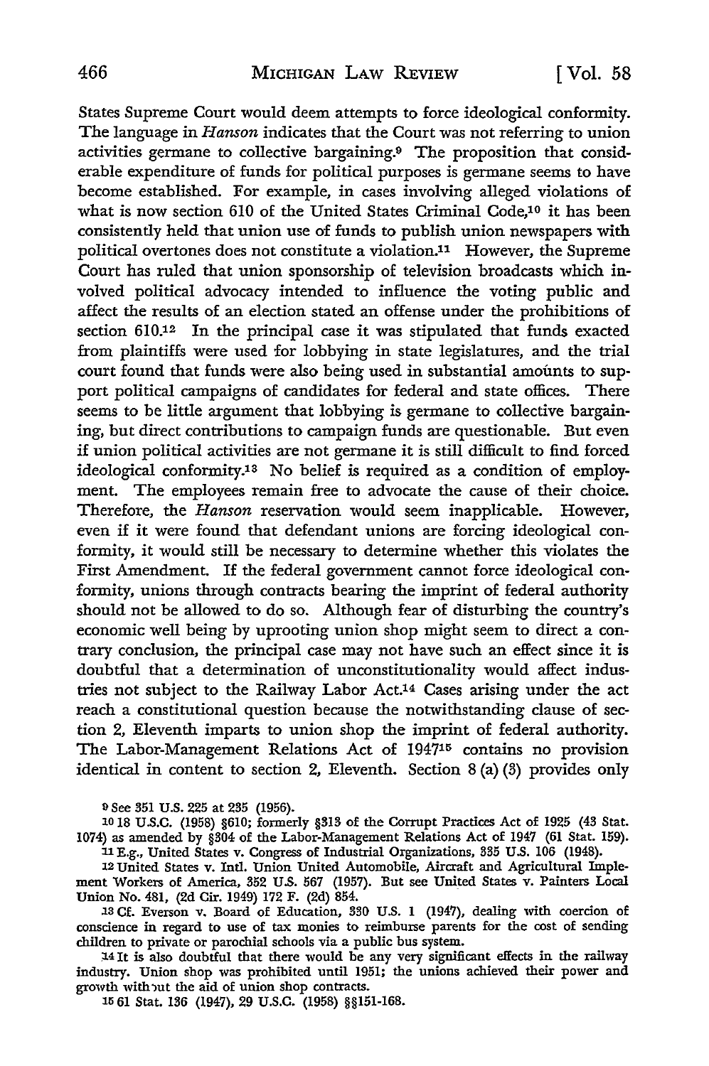States Supreme Court would deem attempts to force ideological conformity. The language in *Hanson* indicates that the Court was not referring to union activities germane to collective bargaining.[9] The proposition that considerable expenditure of funds for political purposes is germane seems to have become established. For example, in cases involving alleged violations of what is now section 610 of the United States Criminal Code,[10] it has been consistently held that union use of funds to publish union newspapers with political overtones does not constitute a violation.[11] However, the Supreme Court has ruled that union sponsorship of television broadcasts which involved political advocacy intended to influence the voting public and affect the results of an election stated an offense under the prohibitions of section 610.[12] In the principal case it was stipulated that funds exacted from plaintiffs were used for lobbying in state legislatures, and the trial court found that funds were also being used in substantial amounts to support political campaigns of candidates for federal and state offices. There seems to be little argument that lobbying is germane to collective bargaining, but direct contributions to campaign funds are questionable. But even if union political activities are not germane it is still difficult to find forced ideological conformity.[13] No belief is required as a condition of employment. The employees remain free to advocate the cause of their choice. Therefore, the *Hanson* reservation would seem inapplicable. However, even if it were found that defendant unions are forcing ideological conformity, it would still be necessary to determine whether this violates the First Amendment. If the federal government cannot force ideological conformity, unions through contracts bearing the imprint of federal authority should not be allowed to do so. Although fear of disturbing the country's economic well being by uprooting union shop might seem to direct a contrary conclusion, the principal case may not have such an effect since it is doubtful that a determination of unconstitutionality would affect industries not subject to the Railway Labor Act.[14] Cases arising under the act reach a constitutional question because the notwithstanding clause of section 2, Eleventh imparts to union shop the imprint of federal authority. The Labor-Management Relations Act of 1947[15] contains no provision identical in content to section 2, Eleventh. Section 8 (a) (3) provides only

---

[9] See 351 U.S. 225 at 235 (1956).

[10] 18 U.S.C. (1958) §610; formerly §313 of the Corrupt Practices Act of 1925 (43 Stat. 1074) as amended by §304 of the Labor-Management Relations Act of 1947 (61 Stat. 159).

[11] E.g., United States v. Congress of Industrial Organizations, 335 U.S. 106 (1948).

[12] United States v. Intl. Union United Automobile, Aircraft and Agricultural Implement Workers of America, 352 U.S. 567 (1957). But see United States v. Painters Local Union No. 481, (2d Cir. 1949) 172 F. (2d) 854.

[13] Cf. Everson v. Board of Education, 330 U.S. 1 (1947), dealing with coercion of conscience in regard to use of tax monies to reimburse parents for the cost of sending children to private or parochial schools via a public bus system.

[14] It is also doubtful that there would be any very significant effects in the railway industry. Union shop was prohibited until 1951; the unions achieved their power and growth without the aid of union shop contracts.

[15] 61 Stat. 136 (1947), 29 U.S.C. (1958) §§151-168.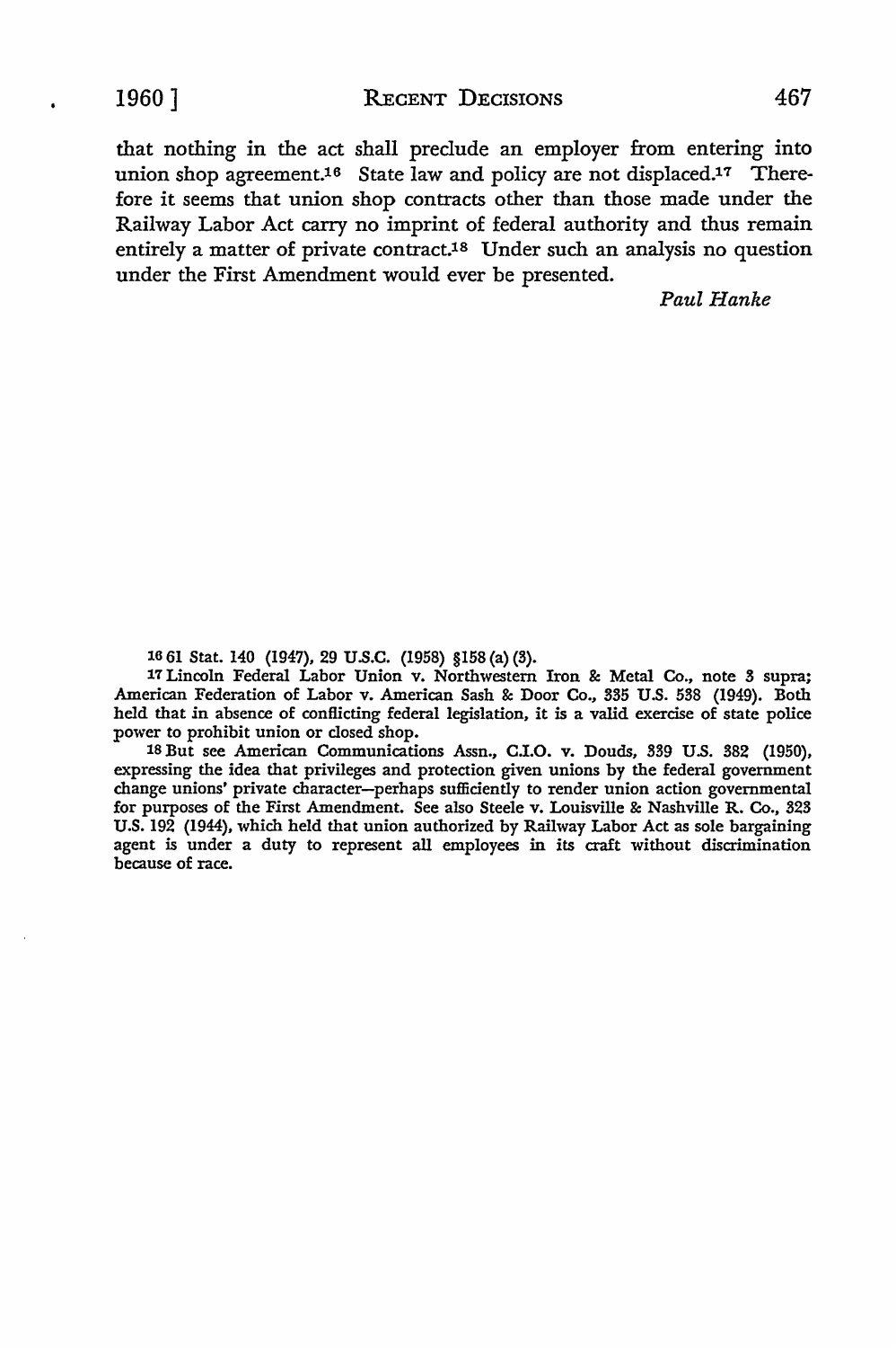that nothing in the act shall preclude an employer from entering into union shop agreement.[16] State law and policy are not displaced.[17] Therefore it seems that union shop contracts other than those made under the Railway Labor Act carry no imprint of federal authority and thus remain entirely a matter of private contract.[18] Under such an analysis no question under the First Amendment would ever be presented.

*Paul Hanke*

---

[16] 61 Stat. 140 (1947), 29 U.S.C. (1958) §158 (a) (3).

[17] Lincoln Federal Labor Union v. Northwestern Iron & Metal Co., note 3 supra; American Federation of Labor v. American Sash & Door Co., 335 U.S. 538 (1949). Both held that in absence of conflicting federal legislation, it is a valid exercise of state police power to prohibit union or closed shop.

[18] But see American Communications Assn., C.I.O. v. Douds, 339 U.S. 382 (1950), expressing the idea that privileges and protection given unions by the federal government change unions' private character—perhaps sufficiently to render union action governmental for purposes of the First Amendment. See also Steele v. Louisville & Nashville R. Co., 323 U.S. 192 (1944), which held that union authorized by Railway Labor Act as sole bargaining agent is under a duty to represent all employees in its craft without discrimination because of race.